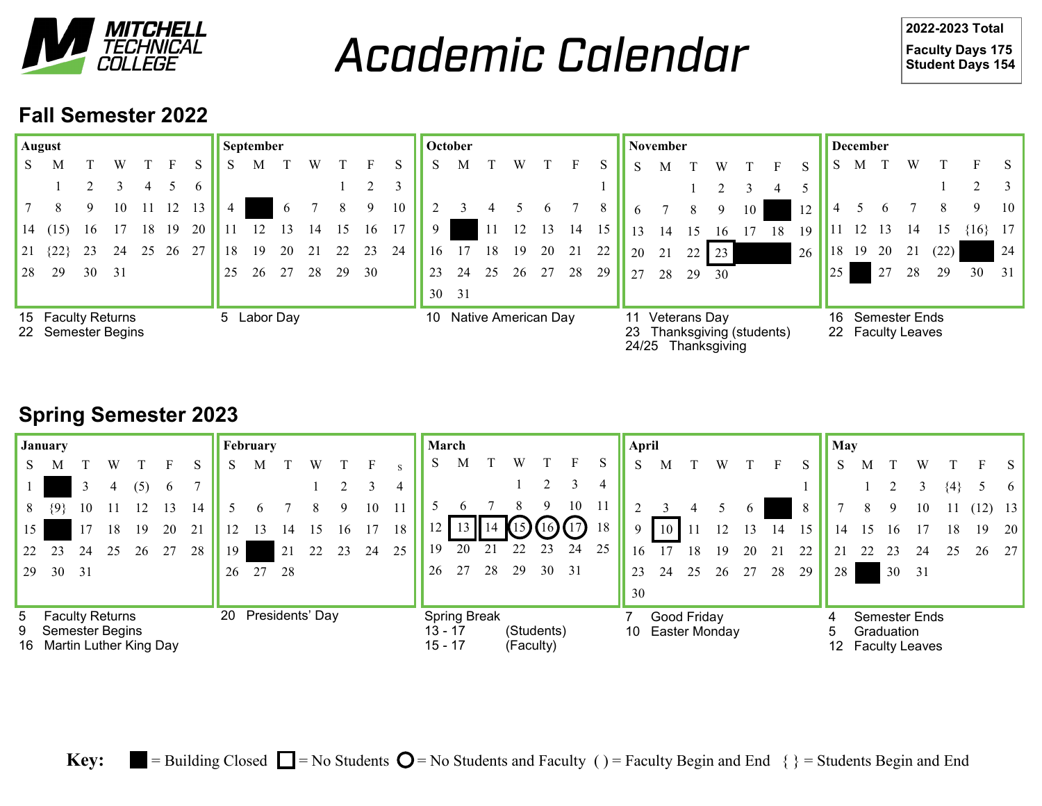**MITCHELL TECHNICAL COLLEGE**

# Academic Calendar

**2022-2023 Total**
**Faculty Days 175**
**Student Days 154**

## Fall Semester 2022

### August

| S | M | T | W | T | F | S |
|---|---|---|---|---|---|---|
| | 1 | 2 | 3 | 4 | 5 | 6 |
| 7 | 8 | 9 | 10 | 11 | 12 | 13 |
| 14 | (15) | 16 | 17 | 18 | 19 | 20 |
| 21 | {22} | 23 | 24 | 25 | 26 | 27 |
| 28 | 29 | 30 | 31 | | | |

15 Faculty Returns
22 Semester Begins

### September

| S | M | T | W | T | F | S |
|---|---|---|---|---|---|---|
| | | | | 1 | 2 | 3 |
| 4 | ■ | 6 | 7 | 8 | 9 | 10 |
| 11 | 12 | 13 | 14 | 15 | 16 | 17 |
| 18 | 19 | 20 | 21 | 22 | 23 | 24 |
| 25 | 26 | 27 | 28 | 29 | 30 | |

5 Labor Day

### October

| S | M | T | W | T | F | S |
|---|---|---|---|---|---|---|
| | | | | | | 1 |
| 2 | 3 | 4 | 5 | 6 | 7 | 8 |
| 9 | ■ | 11 | 12 | 13 | 14 | 15 |
| 16 | 17 | 18 | 19 | 20 | 21 | 22 |
| 23 | 24 | 25 | 26 | 27 | 28 | 29 |
| 30 | 31 | | | | | |

10 Native American Day

### November

| S | M | T | W | T | F | S |
|---|---|---|---|---|---|---|
| | | 1 | 2 | 3 | 4 | 5 |
| 6 | 7 | 8 | 9 | 10 | ■ | 12 |
| 13 | 14 | 15 | 16 | 17 | 18 | 19 |
| 20 | 21 | 22 | [23] | ■ | ■ | 26 |
| 27 | 28 | 29 | 30 | | | |

11 Veterans Day
23 Thanksgiving (students)
24/25 Thanksgiving

### December

| S | M | T | W | T | F | S |
|---|---|---|---|---|---|---|
| | | | | 1 | 2 | 3 |
| 4 | 5 | 6 | 7 | 8 | 9 | 10 |
| 11 | 12 | 13 | 14 | 15 | {16} | 17 |
| 18 | 19 | 20 | 21 | (22) | ■ | 24 |
| 25 | ■ | 27 | 28 | 29 | 30 | 31 |

16 Semester Ends
22 Faculty Leaves

## Spring Semester 2023

### January

| S | M | T | W | T | F | S |
|---|---|---|---|---|---|---|
| 1 | ■ | 3 | 4 | (5) | 6 | 7 |
| 8 | {9} | 10 | 11 | 12 | 13 | 14 |
| 15 | ■ | 17 | 18 | 19 | 20 | 21 |
| 22 | 23 | 24 | 25 | 26 | 27 | 28 |
| 29 | 30 | 31 | | | | |

5 Faculty Returns
9 Semester Begins
16 Martin Luther King Day

### February

| S | M | T | W | T | F | S |
|---|---|---|---|---|---|---|
| | | | 1 | 2 | 3 | 4 |
| 5 | 6 | 7 | 8 | 9 | 10 | 11 |
| 12 | 13 | 14 | 15 | 16 | 17 | 18 |
| 19 | ■ | 21 | 22 | 23 | 24 | 25 |
| 26 | 27 | 28 | | | | |

20 Presidents' Day

### March

| S | M | T | W | T | F | S |
|---|---|---|---|---|---|---|
| | | | 1 | 2 | 3 | 4 |
| 5 | 6 | 7 | 8 | 9 | 10 | 11 |
| 12 | [13] | [14] | (○15) | (○16) | (○17) | 18 |
| 19 | 20 | 21 | 22 | 23 | 24 | 25 |
| 26 | 27 | 28 | 29 | 30 | 31 | |

Spring Break
13 - 17 (Students)
15 - 17 (Faculty)

### April

| S | M | T | W | T | F | S |
|---|---|---|---|---|---|---|
| | | | | | | 1 |
| 2 | 3 | 4 | 5 | 6 | ■ | 8 |
| 9 | [10] | 11 | 12 | 13 | 14 | 15 |
| 16 | 17 | 18 | 19 | 20 | 21 | 22 |
| 23 | 24 | 25 | 26 | 27 | 28 | 29 |
| 30 | | | | | | |

7 Good Friday
10 Easter Monday

### May

| S | M | T | W | T | F | S |
|---|---|---|---|---|---|---|
| | 1 | 2 | 3 | {4} | 5 | 6 |
| 7 | 8 | 9 | 10 | 11 | (12) | 13 |
| 14 | 15 | 16 | 17 | 18 | 19 | 20 |
| 21 | 22 | 23 | 24 | 25 | 26 | 27 |
| 28 | ■ | 30 | 31 | | | |

4 Semester Ends
5 Graduation
12 Faculty Leaves

**Key:** ■ = Building Closed [ ] = No Students ○ = No Students and Faculty ( ) = Faculty Begin and End { } = Students Begin and End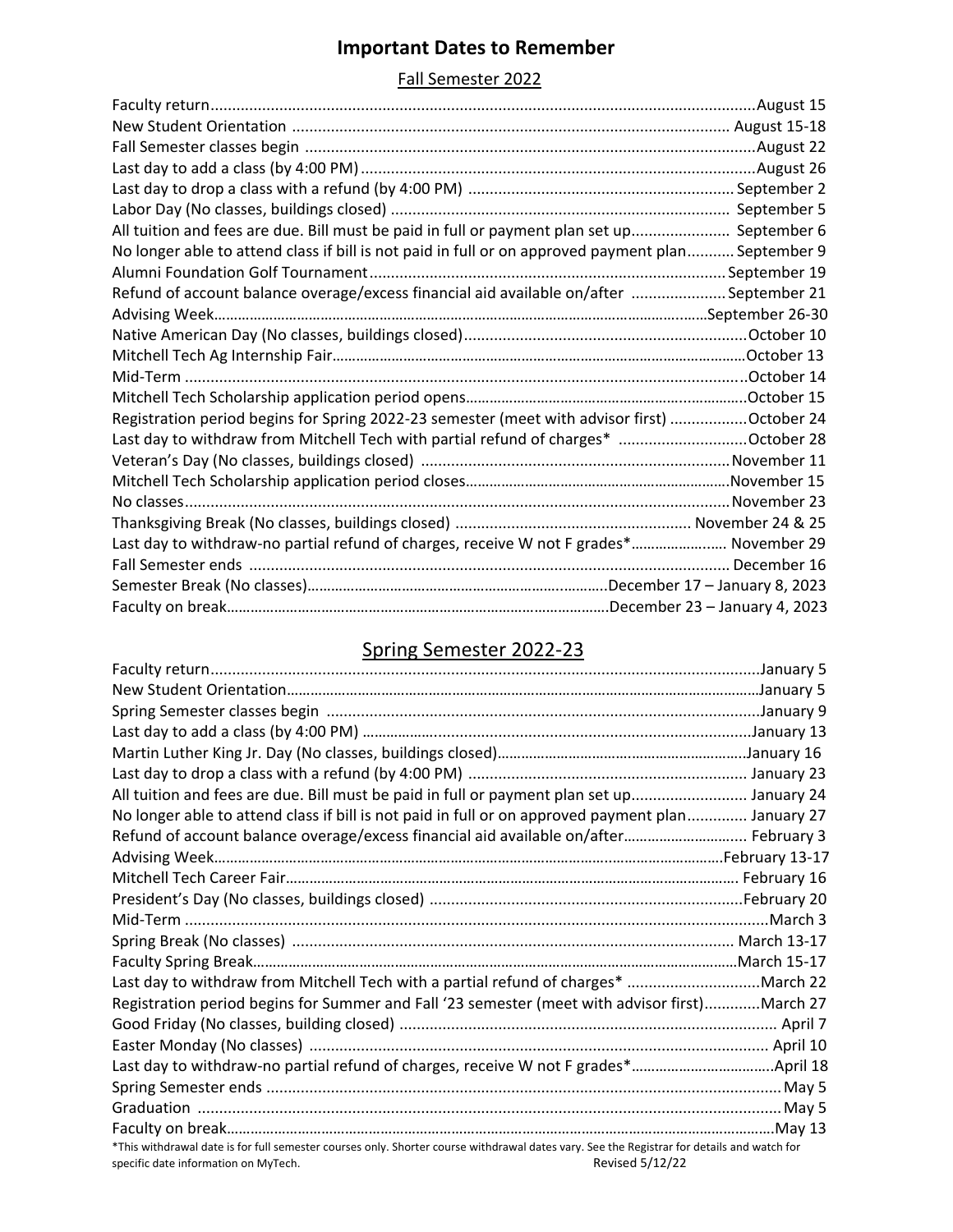# Important Dates to Remember

## Fall Semester 2022

| | |
|---|---|
| Faculty return | August 15 |
| New Student Orientation | August 15-18 |
| Fall Semester classes begin | August 22 |
| Last day to add a class (by 4:00 PM) | August 26 |
| Last day to drop a class with a refund (by 4:00 PM) | September 2 |
| Labor Day (No classes, buildings closed) | September 5 |
| All tuition and fees are due. Bill must be paid in full or payment plan set up | September 6 |
| No longer able to attend class if bill is not paid in full or on approved payment plan | September 9 |
| Alumni Foundation Golf Tournament | September 19 |
| Refund of account balance overage/excess financial aid available on/after | September 21 |
| Advising Week | September 26-30 |
| Native American Day (No classes, buildings closed) | October 10 |
| Mitchell Tech Ag Internship Fair | October 13 |
| Mid-Term | October 14 |
| Mitchell Tech Scholarship application period opens | October 15 |
| Registration period begins for Spring 2022-23 semester (meet with advisor first) | October 24 |
| Last day to withdraw from Mitchell Tech with partial refund of charges* | October 28 |
| Veteran's Day (No classes, buildings closed) | November 11 |
| Mitchell Tech Scholarship application period closes | November 15 |
| No classes | November 23 |
| Thanksgiving Break (No classes, buildings closed) | November 24 & 25 |
| Last day to withdraw-no partial refund of charges, receive W not F grades* | November 29 |
| Fall Semester ends | December 16 |
| Semester Break (No classes) | December 17 – January 8, 2023 |
| Faculty on break | December 23 – January 4, 2023 |

## Spring Semester 2022-23

| | |
|---|---|
| Faculty return | January 5 |
| New Student Orientation | January 5 |
| Spring Semester classes begin | January 9 |
| Last day to add a class (by 4:00 PM) | January 13 |
| Martin Luther King Jr. Day (No classes, buildings closed) | January 16 |
| Last day to drop a class with a refund (by 4:00 PM) | January 23 |
| All tuition and fees are due. Bill must be paid in full or payment plan set up | January 24 |
| No longer able to attend class if bill is not paid in full or on approved payment plan | January 27 |
| Refund of account balance overage/excess financial aid available on/after | February 3 |
| Advising Week | February 13-17 |
| Mitchell Tech Career Fair | February 16 |
| President's Day (No classes, buildings closed) | February 20 |
| Mid-Term | March 3 |
| Spring Break (No classes) | March 13-17 |
| Faculty Spring Break | March 15-17 |
| Last day to withdraw from Mitchell Tech with a partial refund of charges* | March 22 |
| Registration period begins for Summer and Fall '23 semester (meet with advisor first) | March 27 |
| Good Friday (No classes, building closed) | April 7 |
| Easter Monday (No classes) | April 10 |
| Last day to withdraw-no partial refund of charges, receive W not F grades* | April 18 |
| Spring Semester ends | May 5 |
| Graduation | May 5 |
| Faculty on break | May 13 |

*This withdrawal date is for full semester courses only. Shorter course withdrawal dates vary. See the Registrar for details and watch for specific date information on MyTech.

Revised 5/12/22